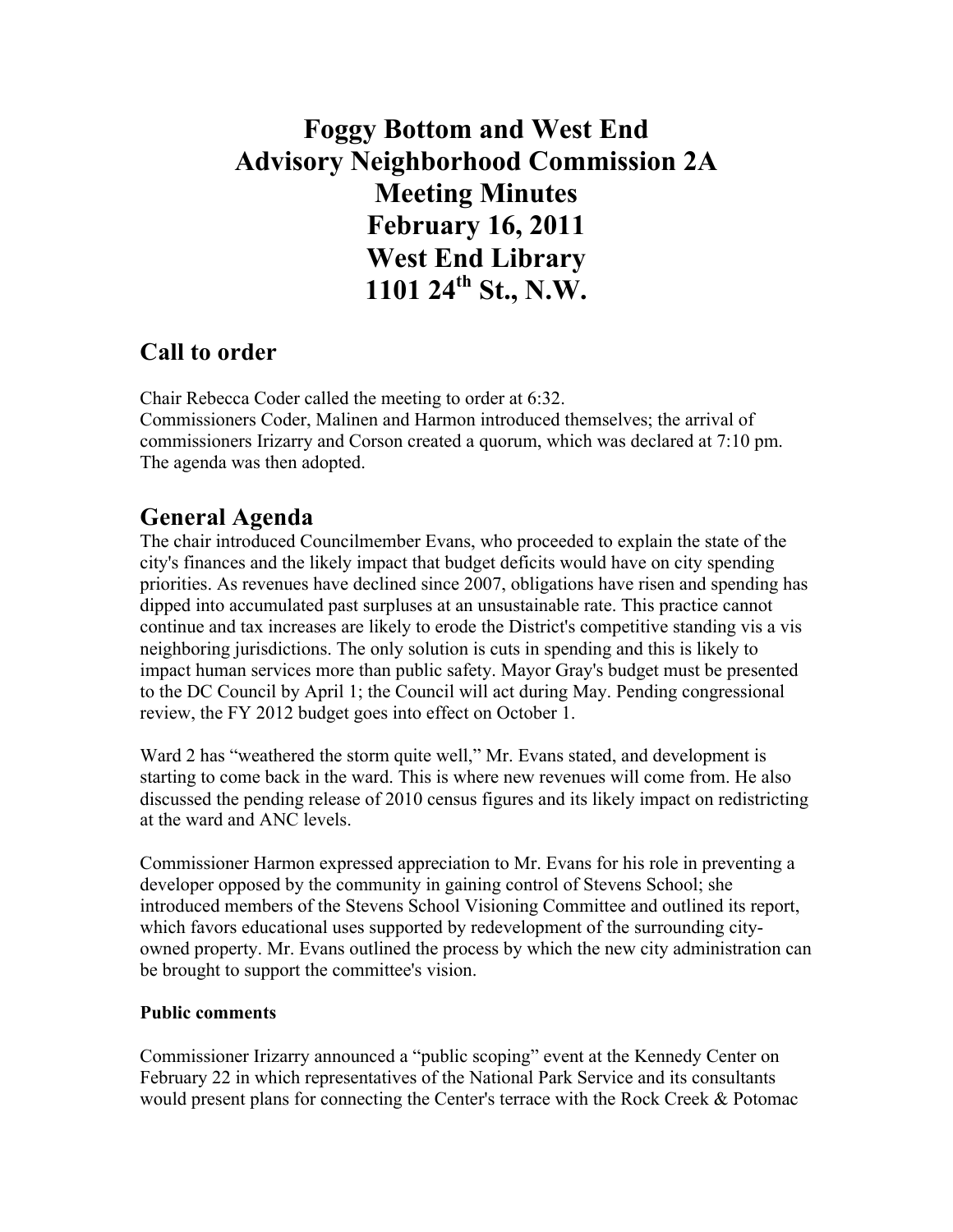# Foggy Bottom and West End
# Advisory Neighborhood Commission 2A
# Meeting Minutes
# February 16, 2011
# West End Library
# 1101 24th St., N.W.

## Call to order

Chair Rebecca Coder called the meeting to order at 6:32.
Commissioners Coder, Malinen and Harmon introduced themselves; the arrival of commissioners Irizarry and Corson created a quorum, which was declared at 7:10 pm. The agenda was then adopted.

## General Agenda

The chair introduced Councilmember Evans, who proceeded to explain the state of the city's finances and the likely impact that budget deficits would have on city spending priorities. As revenues have declined since 2007, obligations have risen and spending has dipped into accumulated past surpluses at an unsustainable rate. This practice cannot continue and tax increases are likely to erode the District's competitive standing vis a vis neighboring jurisdictions. The only solution is cuts in spending and this is likely to impact human services more than public safety. Mayor Gray's budget must be presented to the DC Council by April 1; the Council will act during May. Pending congressional review, the FY 2012 budget goes into effect on October 1.

Ward 2 has "weathered the storm quite well," Mr. Evans stated, and development is starting to come back in the ward. This is where new revenues will come from. He also discussed the pending release of 2010 census figures and its likely impact on redistricting at the ward and ANC levels.

Commissioner Harmon expressed appreciation to Mr. Evans for his role in preventing a developer opposed by the community in gaining control of Stevens School; she introduced members of the Stevens School Visioning Committee and outlined its report, which favors educational uses supported by redevelopment of the surrounding city-owned property. Mr. Evans outlined the process by which the new city administration can be brought to support the committee's vision.

#### Public comments

Commissioner Irizarry announced a "public scoping" event at the Kennedy Center on February 22 in which representatives of the National Park Service and its consultants would present plans for connecting the Center's terrace with the Rock Creek & Potomac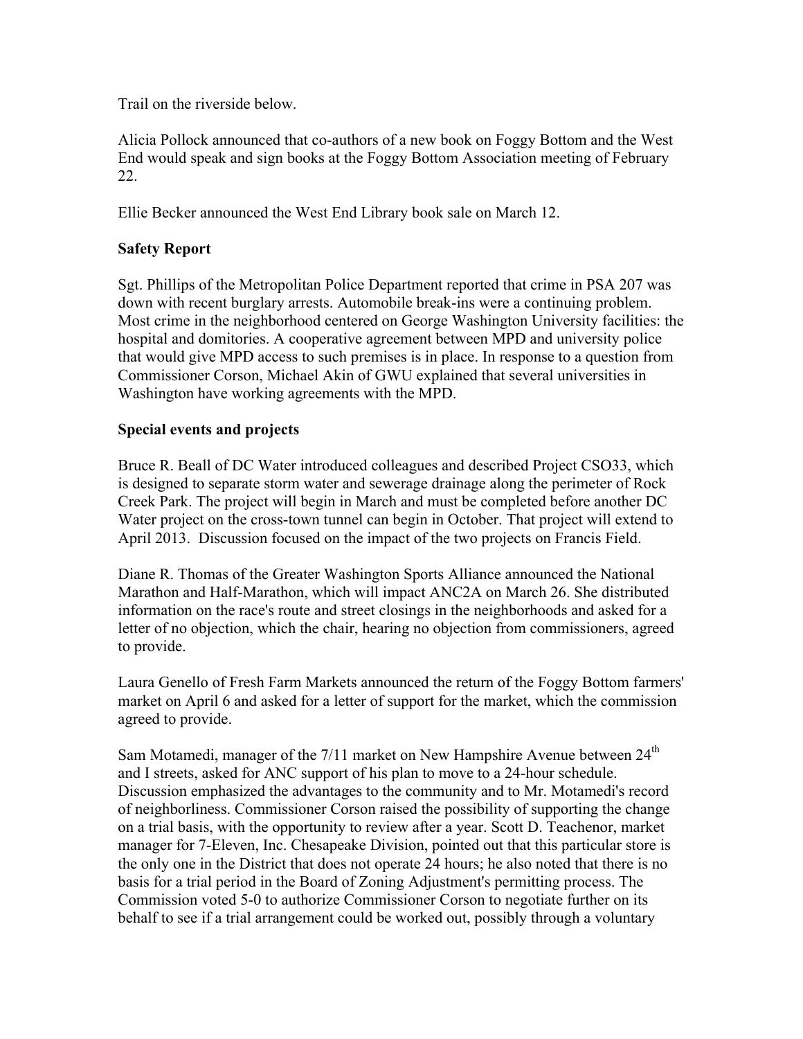Trail on the riverside below.

Alicia Pollock announced that co-authors of a new book on Foggy Bottom and the West End would speak and sign books at the Foggy Bottom Association meeting of February 22.

Ellie Becker announced the West End Library book sale on March 12.

**Safety Report**

Sgt. Phillips of the Metropolitan Police Department reported that crime in PSA 207 was down with recent burglary arrests. Automobile break-ins were a continuing problem. Most crime in the neighborhood centered on George Washington University facilities: the hospital and domitories. A cooperative agreement between MPD and university police that would give MPD access to such premises is in place. In response to a question from Commissioner Corson, Michael Akin of GWU explained that several universities in Washington have working agreements with the MPD.

**Special events and projects**

Bruce R. Beall of DC Water introduced colleagues and described Project CSO33, which is designed to separate storm water and sewerage drainage along the perimeter of Rock Creek Park. The project will begin in March and must be completed before another DC Water project on the cross-town tunnel can begin in October. That project will extend to April 2013. Discussion focused on the impact of the two projects on Francis Field.

Diane R. Thomas of the Greater Washington Sports Alliance announced the National Marathon and Half-Marathon, which will impact ANC2A on March 26. She distributed information on the race's route and street closings in the neighborhoods and asked for a letter of no objection, which the chair, hearing no objection from commissioners, agreed to provide.

Laura Genello of Fresh Farm Markets announced the return of the Foggy Bottom farmers' market on April 6 and asked for a letter of support for the market, which the commission agreed to provide.

Sam Motamedi, manager of the 7/11 market on New Hampshire Avenue between 24th and I streets, asked for ANC support of his plan to move to a 24-hour schedule. Discussion emphasized the advantages to the community and to Mr. Motamedi's record of neighborliness. Commissioner Corson raised the possibility of supporting the change on a trial basis, with the opportunity to review after a year. Scott D. Teachenor, market manager for 7-Eleven, Inc. Chesapeake Division, pointed out that this particular store is the only one in the District that does not operate 24 hours; he also noted that there is no basis for a trial period in the Board of Zoning Adjustment's permitting process. The Commission voted 5-0 to authorize Commissioner Corson to negotiate further on its behalf to see if a trial arrangement could be worked out, possibly through a voluntary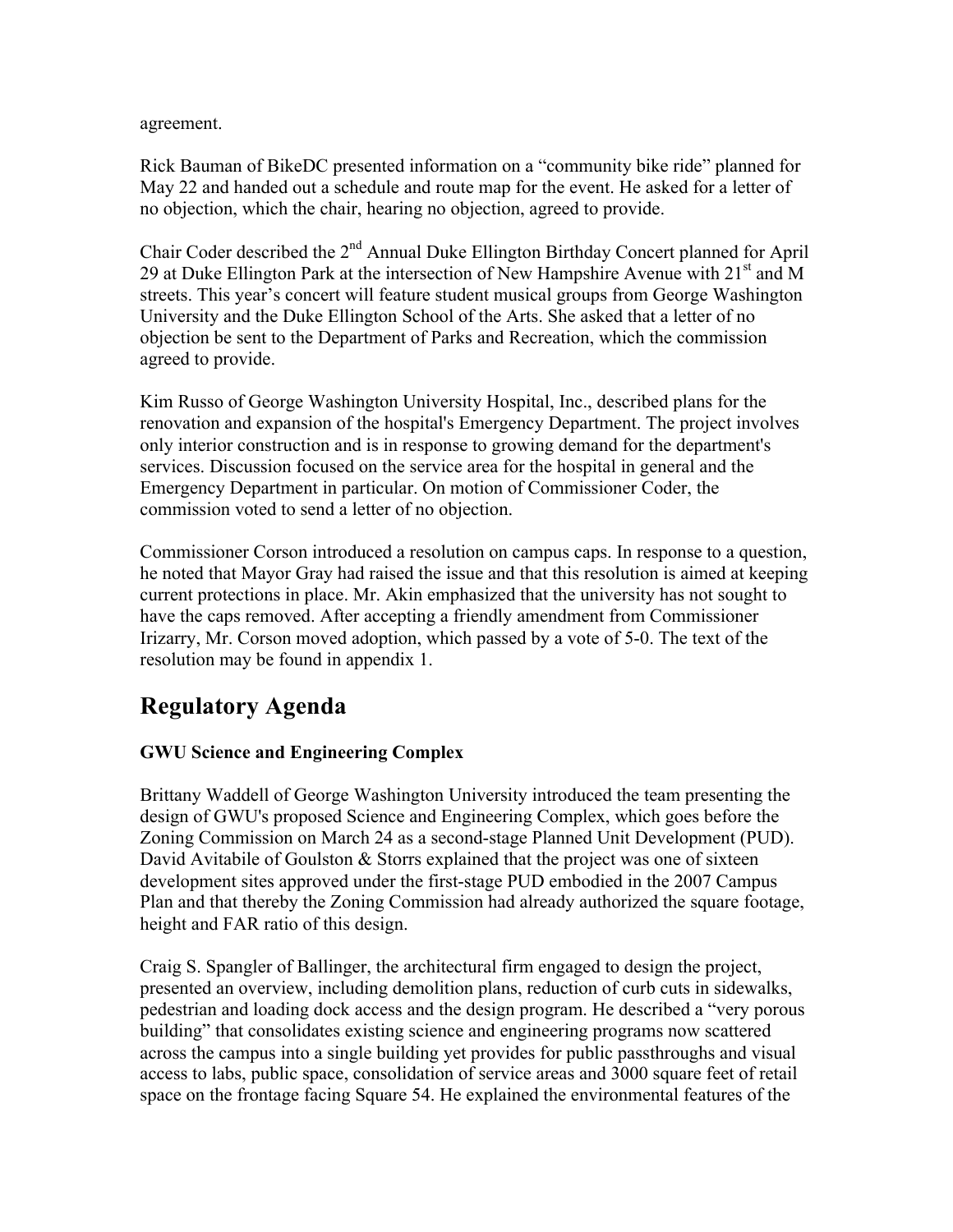agreement.

Rick Bauman of BikeDC presented information on a "community bike ride" planned for May 22 and handed out a schedule and route map for the event. He asked for a letter of no objection, which the chair, hearing no objection, agreed to provide.

Chair Coder described the 2nd Annual Duke Ellington Birthday Concert planned for April 29 at Duke Ellington Park at the intersection of New Hampshire Avenue with 21st and M streets. This year's concert will feature student musical groups from George Washington University and the Duke Ellington School of the Arts. She asked that a letter of no objection be sent to the Department of Parks and Recreation, which the commission agreed to provide.

Kim Russo of George Washington University Hospital, Inc., described plans for the renovation and expansion of the hospital's Emergency Department. The project involves only interior construction and is in response to growing demand for the department's services. Discussion focused on the service area for the hospital in general and the Emergency Department in particular. On motion of Commissioner Coder, the commission voted to send a letter of no objection.

Commissioner Corson introduced a resolution on campus caps. In response to a question, he noted that Mayor Gray had raised the issue and that this resolution is aimed at keeping current protections in place. Mr. Akin emphasized that the university has not sought to have the caps removed. After accepting a friendly amendment from Commissioner Irizarry, Mr. Corson moved adoption, which passed by a vote of 5-0. The text of the resolution may be found in appendix 1.

## Regulatory Agenda

**GWU Science and Engineering Complex**

Brittany Waddell of George Washington University introduced the team presenting the design of GWU's proposed Science and Engineering Complex, which goes before the Zoning Commission on March 24 as a second-stage Planned Unit Development (PUD). David Avitabile of Goulston & Storrs explained that the project was one of sixteen development sites approved under the first-stage PUD embodied in the 2007 Campus Plan and that thereby the Zoning Commission had already authorized the square footage, height and FAR ratio of this design.

Craig S. Spangler of Ballinger, the architectural firm engaged to design the project, presented an overview, including demolition plans, reduction of curb cuts in sidewalks, pedestrian and loading dock access and the design program. He described a "very porous building" that consolidates existing science and engineering programs now scattered across the campus into a single building yet provides for public passthroughs and visual access to labs, public space, consolidation of service areas and 3000 square feet of retail space on the frontage facing Square 54. He explained the environmental features of the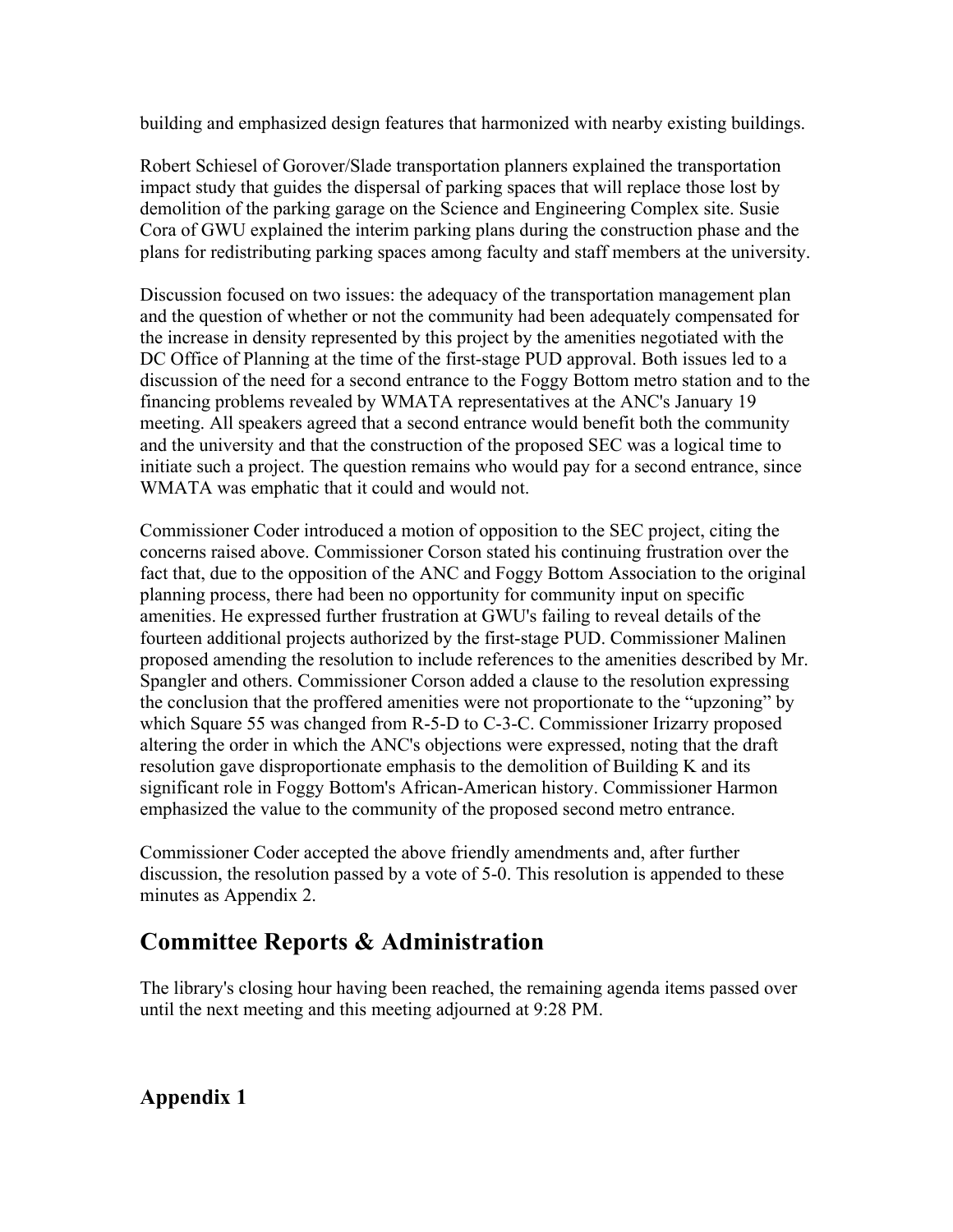building and emphasized design features that harmonized with nearby existing buildings.

Robert Schiesel of Gorover/Slade transportation planners explained the transportation impact study that guides the dispersal of parking spaces that will replace those lost by demolition of the parking garage on the Science and Engineering Complex site. Susie Cora of GWU explained the interim parking plans during the construction phase and the plans for redistributing parking spaces among faculty and staff members at the university.

Discussion focused on two issues: the adequacy of the transportation management plan and the question of whether or not the community had been adequately compensated for the increase in density represented by this project by the amenities negotiated with the DC Office of Planning at the time of the first-stage PUD approval. Both issues led to a discussion of the need for a second entrance to the Foggy Bottom metro station and to the financing problems revealed by WMATA representatives at the ANC's January 19 meeting. All speakers agreed that a second entrance would benefit both the community and the university and that the construction of the proposed SEC was a logical time to initiate such a project. The question remains who would pay for a second entrance, since WMATA was emphatic that it could and would not.

Commissioner Coder introduced a motion of opposition to the SEC project, citing the concerns raised above. Commissioner Corson stated his continuing frustration over the fact that, due to the opposition of the ANC and Foggy Bottom Association to the original planning process, there had been no opportunity for community input on specific amenities. He expressed further frustration at GWU's failing to reveal details of the fourteen additional projects authorized by the first-stage PUD. Commissioner Malinen proposed amending the resolution to include references to the amenities described by Mr. Spangler and others. Commissioner Corson added a clause to the resolution expressing the conclusion that the proffered amenities were not proportionate to the "upzoning" by which Square 55 was changed from R-5-D to C-3-C. Commissioner Irizarry proposed altering the order in which the ANC's objections were expressed, noting that the draft resolution gave disproportionate emphasis to the demolition of Building K and its significant role in Foggy Bottom's African-American history. Commissioner Harmon emphasized the value to the community of the proposed second metro entrance.

Commissioner Coder accepted the above friendly amendments and, after further discussion, the resolution passed by a vote of 5-0. This resolution is appended to these minutes as Appendix 2.

## Committee Reports & Administration

The library's closing hour having been reached, the remaining agenda items passed over until the next meeting and this meeting adjourned at 9:28 PM.

### Appendix 1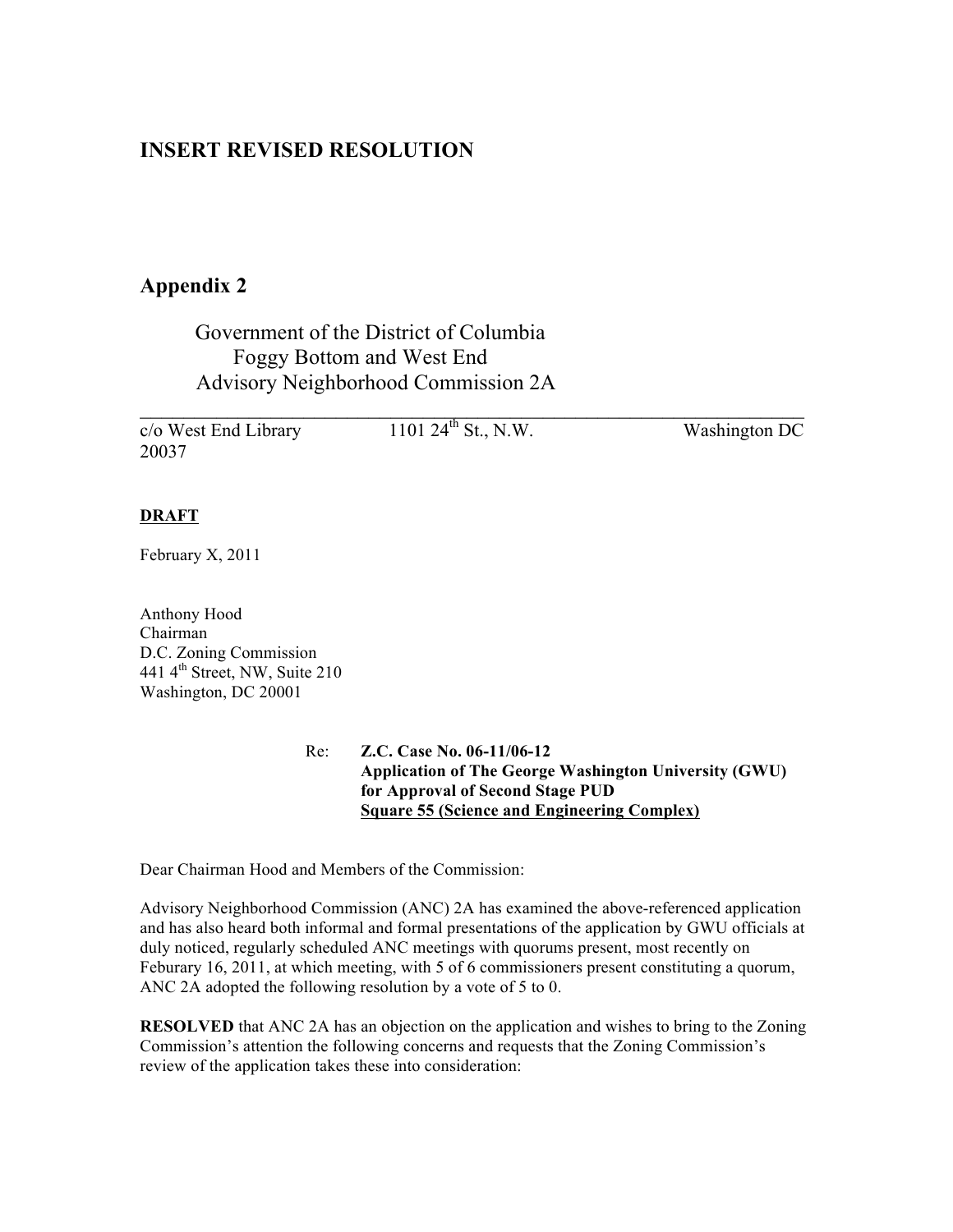## INSERT REVISED RESOLUTION

## Appendix 2

Government of the District of Columbia
Foggy Bottom and West End
Advisory Neighborhood Commission 2A

c/o West End Library 1101 24th St., N.W. Washington DC 20037

**DRAFT**

February X, 2011

Anthony Hood
Chairman
D.C. Zoning Commission
441 4th Street, NW, Suite 210
Washington, DC 20001

Re: **Z.C. Case No. 06-11/06-12**
**Application of The George Washington University (GWU) for Approval of Second Stage PUD**
**Square 55 (Science and Engineering Complex)**

Dear Chairman Hood and Members of the Commission:

Advisory Neighborhood Commission (ANC) 2A has examined the above-referenced application and has also heard both informal and formal presentations of the application by GWU officials at duly noticed, regularly scheduled ANC meetings with quorums present, most recently on Feburary 16, 2011, at which meeting, with 5 of 6 commissioners present constituting a quorum, ANC 2A adopted the following resolution by a vote of 5 to 0.

**RESOLVED** that ANC 2A has an objection on the application and wishes to bring to the Zoning Commission's attention the following concerns and requests that the Zoning Commission's review of the application takes these into consideration: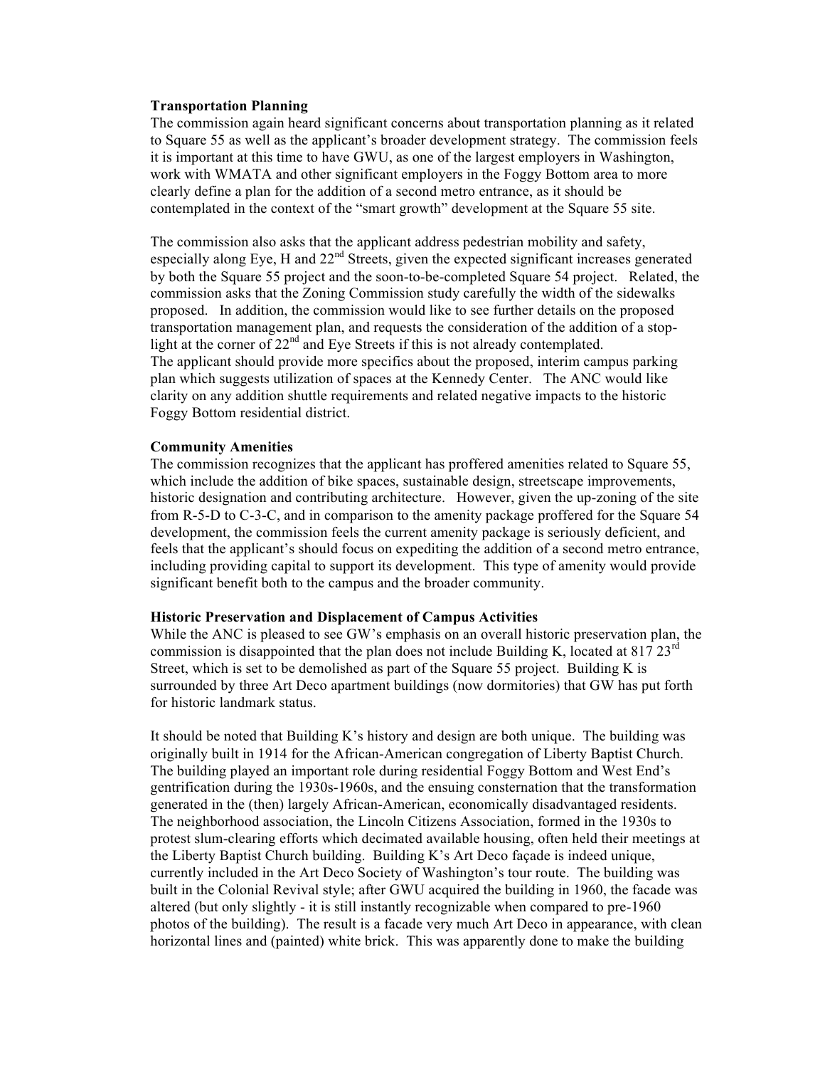**Transportation Planning**

The commission again heard significant concerns about transportation planning as it related to Square 55 as well as the applicant's broader development strategy. The commission feels it is important at this time to have GWU, as one of the largest employers in Washington, work with WMATA and other significant employers in the Foggy Bottom area to more clearly define a plan for the addition of a second metro entrance, as it should be contemplated in the context of the "smart growth" development at the Square 55 site.

The commission also asks that the applicant address pedestrian mobility and safety, especially along Eye, H and 22nd Streets, given the expected significant increases generated by both the Square 55 project and the soon-to-be-completed Square 54 project. Related, the commission asks that the Zoning Commission study carefully the width of the sidewalks proposed. In addition, the commission would like to see further details on the proposed transportation management plan, and requests the consideration of the addition of a stop-light at the corner of 22nd and Eye Streets if this is not already contemplated.
The applicant should provide more specifics about the proposed, interim campus parking plan which suggests utilization of spaces at the Kennedy Center. The ANC would like clarity on any addition shuttle requirements and related negative impacts to the historic Foggy Bottom residential district.

**Community Amenities**

The commission recognizes that the applicant has proffered amenities related to Square 55, which include the addition of bike spaces, sustainable design, streetscape improvements, historic designation and contributing architecture. However, given the up-zoning of the site from R-5-D to C-3-C, and in comparison to the amenity package proffered for the Square 54 development, the commission feels the current amenity package is seriously deficient, and feels that the applicant's should focus on expediting the addition of a second metro entrance, including providing capital to support its development. This type of amenity would provide significant benefit both to the campus and the broader community.

**Historic Preservation and Displacement of Campus Activities**

While the ANC is pleased to see GW's emphasis on an overall historic preservation plan, the commission is disappointed that the plan does not include Building K, located at 817 23rd Street, which is set to be demolished as part of the Square 55 project. Building K is surrounded by three Art Deco apartment buildings (now dormitories) that GW has put forth for historic landmark status.

It should be noted that Building K's history and design are both unique. The building was originally built in 1914 for the African-American congregation of Liberty Baptist Church. The building played an important role during residential Foggy Bottom and West End's gentrification during the 1930s-1960s, and the ensuing consternation that the transformation generated in the (then) largely African-American, economically disadvantaged residents. The neighborhood association, the Lincoln Citizens Association, formed in the 1930s to protest slum-clearing efforts which decimated available housing, often held their meetings at the Liberty Baptist Church building. Building K's Art Deco façade is indeed unique, currently included in the Art Deco Society of Washington's tour route. The building was built in the Colonial Revival style; after GWU acquired the building in 1960, the facade was altered (but only slightly - it is still instantly recognizable when compared to pre-1960 photos of the building). The result is a facade very much Art Deco in appearance, with clean horizontal lines and (painted) white brick. This was apparently done to make the building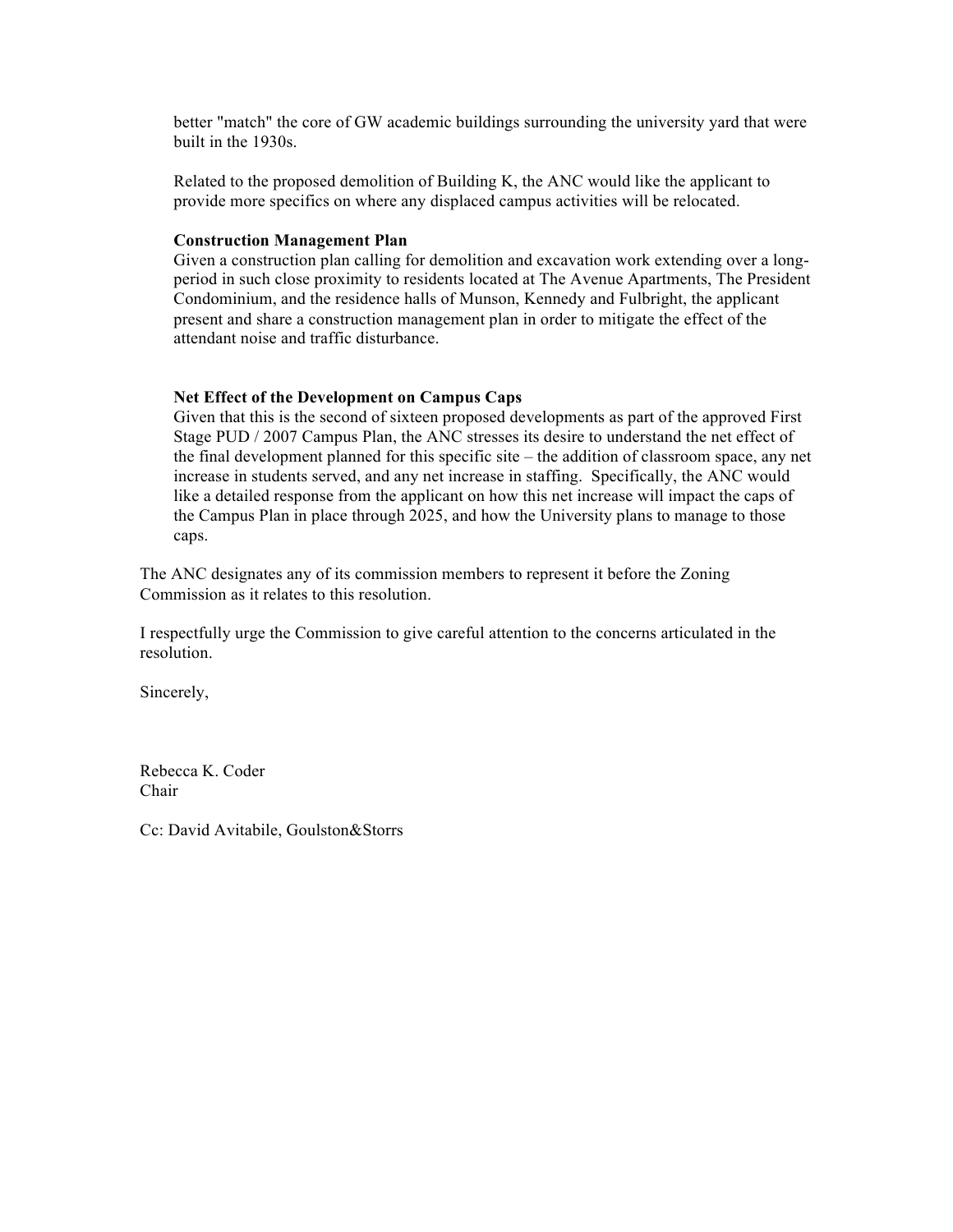better "match" the core of GW academic buildings surrounding the university yard that were built in the 1930s.

Related to the proposed demolition of Building K, the ANC would like the applicant to provide more specifics on where any displaced campus activities will be relocated.

**Construction Management Plan**

Given a construction plan calling for demolition and excavation work extending over a long-period in such close proximity to residents located at The Avenue Apartments, The President Condominium, and the residence halls of Munson, Kennedy and Fulbright, the applicant present and share a construction management plan in order to mitigate the effect of the attendant noise and traffic disturbance.

**Net Effect of the Development on Campus Caps**

Given that this is the second of sixteen proposed developments as part of the approved First Stage PUD / 2007 Campus Plan, the ANC stresses its desire to understand the net effect of the final development planned for this specific site – the addition of classroom space, any net increase in students served, and any net increase in staffing. Specifically, the ANC would like a detailed response from the applicant on how this net increase will impact the caps of the Campus Plan in place through 2025, and how the University plans to manage to those caps.

The ANC designates any of its commission members to represent it before the Zoning Commission as it relates to this resolution.

I respectfully urge the Commission to give careful attention to the concerns articulated in the resolution.

Sincerely,

Rebecca K. Coder
Chair

Cc: David Avitabile, Goulston&Storrs